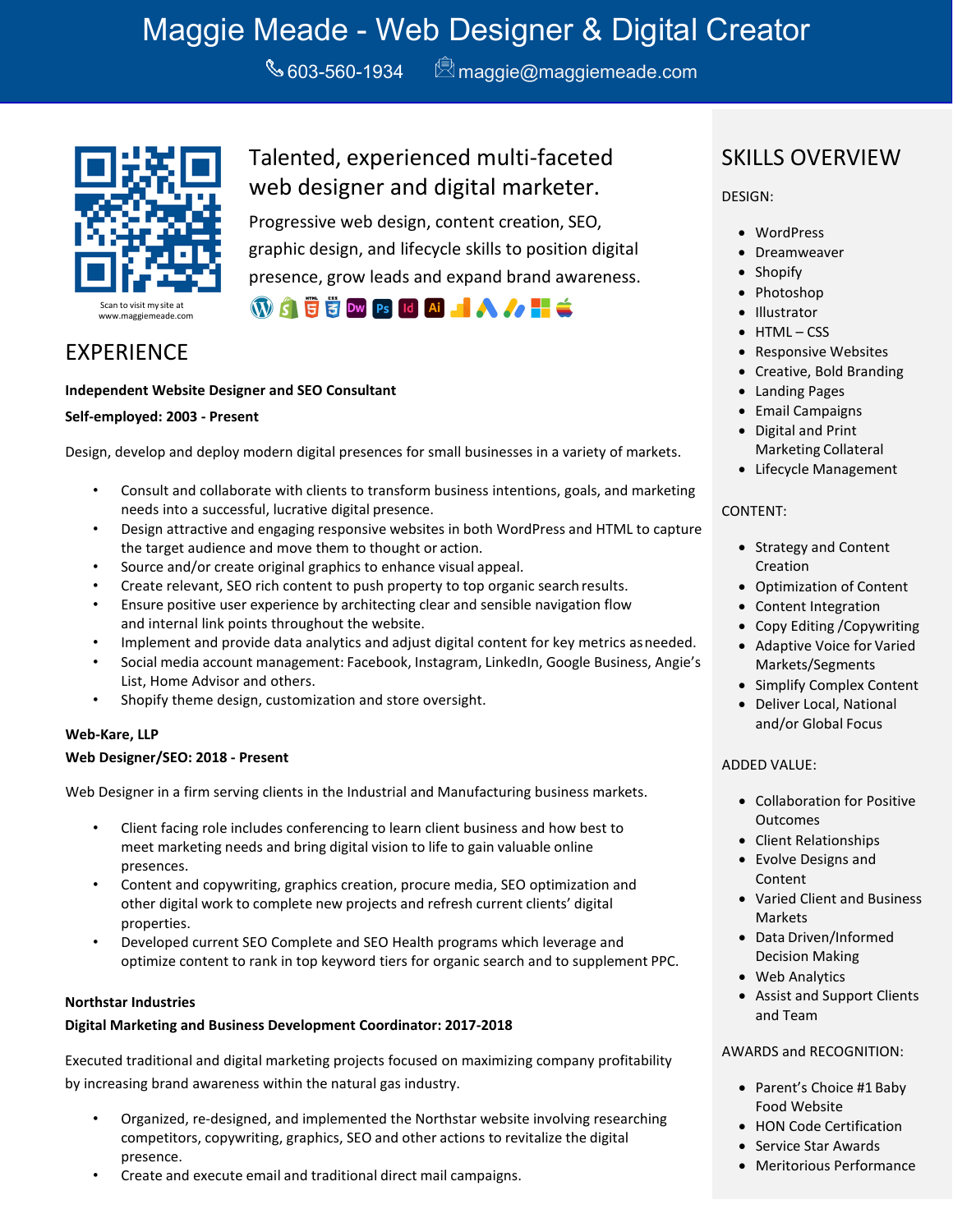# Maggie Meade - Web Designer & Digital Creator

603-560-1934 maggie@maggiemeade.com

Scan to visit my site at www.maggiemeade.com

## Talented, experienced multi-faceted web designer and digital marketer.

Progressive web design, content creation, SEO, graphic design, and lifecycle skills to position digital presence, grow leads and expand brand awareness.

## EXPERIENCE

**Independent Website Designer and SEO Consultant**

**Self-employed: 2003 - Present**

Design, develop and deploy modern digital presences for small businesses in a variety of markets.

- Consult and collaborate with clients to transform business intentions, goals, and marketing needs into a successful, lucrative digital presence.
- Design attractive and engaging responsive websites in both WordPress and HTML to capture the target audience and move them to thought or action.
- Source and/or create original graphics to enhance visual appeal.
- Create relevant, SEO rich content to push property to top organic search results.
- Ensure positive user experience by architecting clear and sensible navigation flow and internal link points throughout the website.
- Implement and provide data analytics and adjust digital content for key metrics as needed.
- Social media account management: Facebook, Instagram, LinkedIn, Google Business, Angie's List, Home Advisor and others.
- Shopify theme design, customization and store oversight.

**Web-Kare, LLP**

**Web Designer/SEO: 2018 - Present**

Web Designer in a firm serving clients in the Industrial and Manufacturing business markets.

- Client facing role includes conferencing to learn client business and how best to meet marketing needs and bring digital vision to life to gain valuable online presences.
- Content and copywriting, graphics creation, procure media, SEO optimization and other digital work to complete new projects and refresh current clients' digital properties.
- Developed current SEO Complete and SEO Health programs which leverage and optimize content to rank in top keyword tiers for organic search and to supplement PPC.

**Northstar Industries**

**Digital Marketing and Business Development Coordinator: 2017-2018**

Executed traditional and digital marketing projects focused on maximizing company profitability by increasing brand awareness within the natural gas industry.

- Organized, re-designed, and implemented the Northstar website involving researching competitors, copywriting, graphics, SEO and other actions to revitalize the digital presence.
- Create and execute email and traditional direct mail campaigns.

## SKILLS OVERVIEW

DESIGN:

- WordPress
- Dreamweaver
- Shopify
- Photoshop
- Illustrator
- HTML – CSS
- Responsive Websites
- Creative, Bold Branding
- Landing Pages
- Email Campaigns
- Digital and Print Marketing Collateral
- Lifecycle Management

CONTENT:

- Strategy and Content Creation
- Optimization of Content
- Content Integration
- Copy Editing /Copywriting
- Adaptive Voice for Varied Markets/Segments
- Simplify Complex Content
- Deliver Local, National and/or Global Focus

ADDED VALUE:

- Collaboration for Positive Outcomes
- Client Relationships
- Evolve Designs and Content
- Varied Client and Business Markets
- Data Driven/Informed Decision Making
- Web Analytics
- Assist and Support Clients and Team

AWARDS and RECOGNITION:

- Parent's Choice #1 Baby Food Website
- HON Code Certification
- Service Star Awards
- Meritorious Performance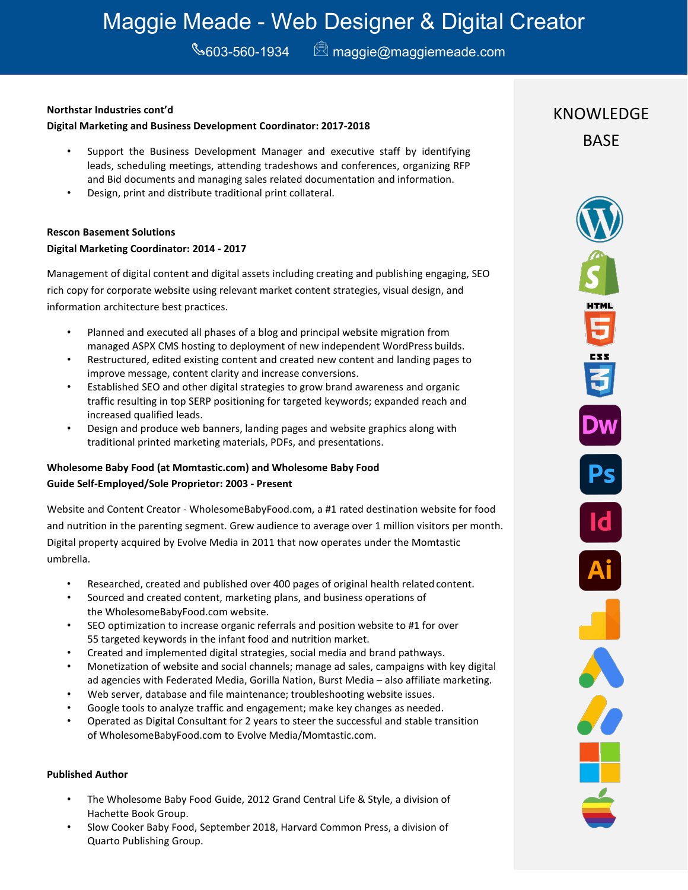# Maggie Meade - Web Designer & Digital Creator

603-560-1934 maggie@maggiemeade.com

**Northstar Industries cont'd**
**Digital Marketing and Business Development Coordinator: 2017-2018**

- Support the Business Development Manager and executive staff by identifying leads, scheduling meetings, attending tradeshows and conferences, organizing RFP and Bid documents and managing sales related documentation and information.
- Design, print and distribute traditional print collateral.

**Rescon Basement Solutions**
**Digital Marketing Coordinator: 2014 - 2017**

Management of digital content and digital assets including creating and publishing engaging, SEO rich copy for corporate website using relevant market content strategies, visual design, and information architecture best practices.

- Planned and executed all phases of a blog and principal website migration from managed ASPX CMS hosting to deployment of new independent WordPress builds.
- Restructured, edited existing content and created new content and landing pages to improve message, content clarity and increase conversions.
- Established SEO and other digital strategies to grow brand awareness and organic traffic resulting in top SERP positioning for targeted keywords; expanded reach and increased qualified leads.
- Design and produce web banners, landing pages and website graphics along with traditional printed marketing materials, PDFs, and presentations.

**Wholesome Baby Food (at Momtastic.com) and Wholesome Baby Food Guide Self-Employed/Sole Proprietor: 2003 - Present**

Website and Content Creator - WholesomeBabyFood.com, a #1 rated destination website for food and nutrition in the parenting segment. Grew audience to average over 1 million visitors per month. Digital property acquired by Evolve Media in 2011 that now operates under the Momtastic umbrella.

- Researched, created and published over 400 pages of original health related content.
- Sourced and created content, marketing plans, and business operations of the WholesomeBabyFood.com website.
- SEO optimization to increase organic referrals and position website to #1 for over 55 targeted keywords in the infant food and nutrition market.
- Created and implemented digital strategies, social media and brand pathways.
- Monetization of website and social channels; manage ad sales, campaigns with key digital ad agencies with Federated Media, Gorilla Nation, Burst Media – also affiliate marketing.
- Web server, database and file maintenance; troubleshooting website issues.
- Google tools to analyze traffic and engagement; make key changes as needed.
- Operated as Digital Consultant for 2 years to steer the successful and stable transition of WholesomeBabyFood.com to Evolve Media/Momtastic.com.

**Published Author**

- The Wholesome Baby Food Guide, 2012 Grand Central Life & Style, a division of Hachette Book Group.
- Slow Cooker Baby Food, September 2018, Harvard Common Press, a division of Quarto Publishing Group.

## KNOWLEDGE BASE

HTML
CSS
Dw
Ps
Id
Ai